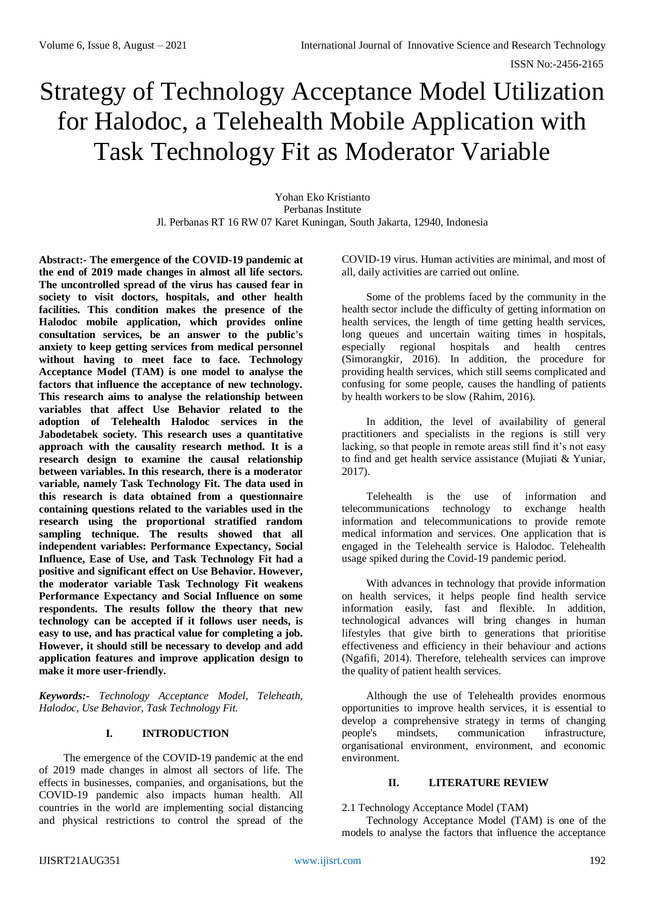# Strategy of Technology Acceptance Model Utilization for Halodoc, a Telehealth Mobile Application with Task Technology Fit as Moderator Variable

Yohan Eko Kristianto
Perbanas Institute
Jl. Perbanas RT 16 RW 07 Karet Kuningan, South Jakarta, 12940, Indonesia

**Abstract:- The emergence of the COVID-19 pandemic at the end of 2019 made changes in almost all life sectors. The uncontrolled spread of the virus has caused fear in society to visit doctors, hospitals, and other health facilities. This condition makes the presence of the Halodoc mobile application, which provides online consultation services, be an answer to the public's anxiety to keep getting services from medical personnel without having to meet face to face. Technology Acceptance Model (TAM) is one model to analyse the factors that influence the acceptance of new technology. This research aims to analyse the relationship between variables that affect Use Behavior related to the adoption of Telehealth Halodoc services in the Jabodetabek society. This research uses a quantitative approach with the causality research method. It is a research design to examine the causal relationship between variables. In this research, there is a moderator variable, namely Task Technology Fit. The data used in this research is data obtained from a questionnaire containing questions related to the variables used in the research using the proportional stratified random sampling technique. The results showed that all independent variables: Performance Expectancy, Social Influence, Ease of Use, and Task Technology Fit had a positive and significant effect on Use Behavior. However, the moderator variable Task Technology Fit weakens Performance Expectancy and Social Influence on some respondents. The results follow the theory that new technology can be accepted if it follows user needs, is easy to use, and has practical value for completing a job. However, it should still be necessary to develop and add application features and improve application design to make it more user-friendly.**

***Keywords:-*** *Technology Acceptance Model, Teleheath, Halodoc, Use Behavior, Task Technology Fit.*

## I. INTRODUCTION

The emergence of the COVID-19 pandemic at the end of 2019 made changes in almost all sectors of life. The effects in businesses, companies, and organisations, but the COVID-19 pandemic also impacts human health. All countries in the world are implementing social distancing and physical restrictions to control the spread of the COVID-19 virus. Human activities are minimal, and most of all, daily activities are carried out online.

Some of the problems faced by the community in the health sector include the difficulty of getting information on health services, the length of time getting health services, long queues and uncertain waiting times in hospitals, especially regional hospitals and health centres (Simorangkir, 2016). In addition, the procedure for providing health services, which still seems complicated and confusing for some people, causes the handling of patients by health workers to be slow (Rahim, 2016).

In addition, the level of availability of general practitioners and specialists in the regions is still very lacking, so that people in remote areas still find it's not easy to find and get health service assistance (Mujiati & Yuniar, 2017).

Telehealth is the use of information and telecommunications technology to exchange health information and telecommunications to provide remote medical information and services. One application that is engaged in the Telehealth service is Halodoc. Telehealth usage spiked during the Covid-19 pandemic period.

With advances in technology that provide information on health services, it helps people find health service information easily, fast and flexible. In addition, technological advances will bring changes in human lifestyles that give birth to generations that prioritise effectiveness and efficiency in their behaviour and actions (Ngafifi, 2014). Therefore, telehealth services can improve the quality of patient health services.

Although the use of Telehealth provides enormous opportunities to improve health services, it is essential to develop a comprehensive strategy in terms of changing people's mindsets, communication infrastructure, organisational environment, environment, and economic environment.

## II. LITERATURE REVIEW

### 2.1 Technology Acceptance Model (TAM)

Technology Acceptance Model (TAM) is one of the models to analyse the factors that influence the acceptance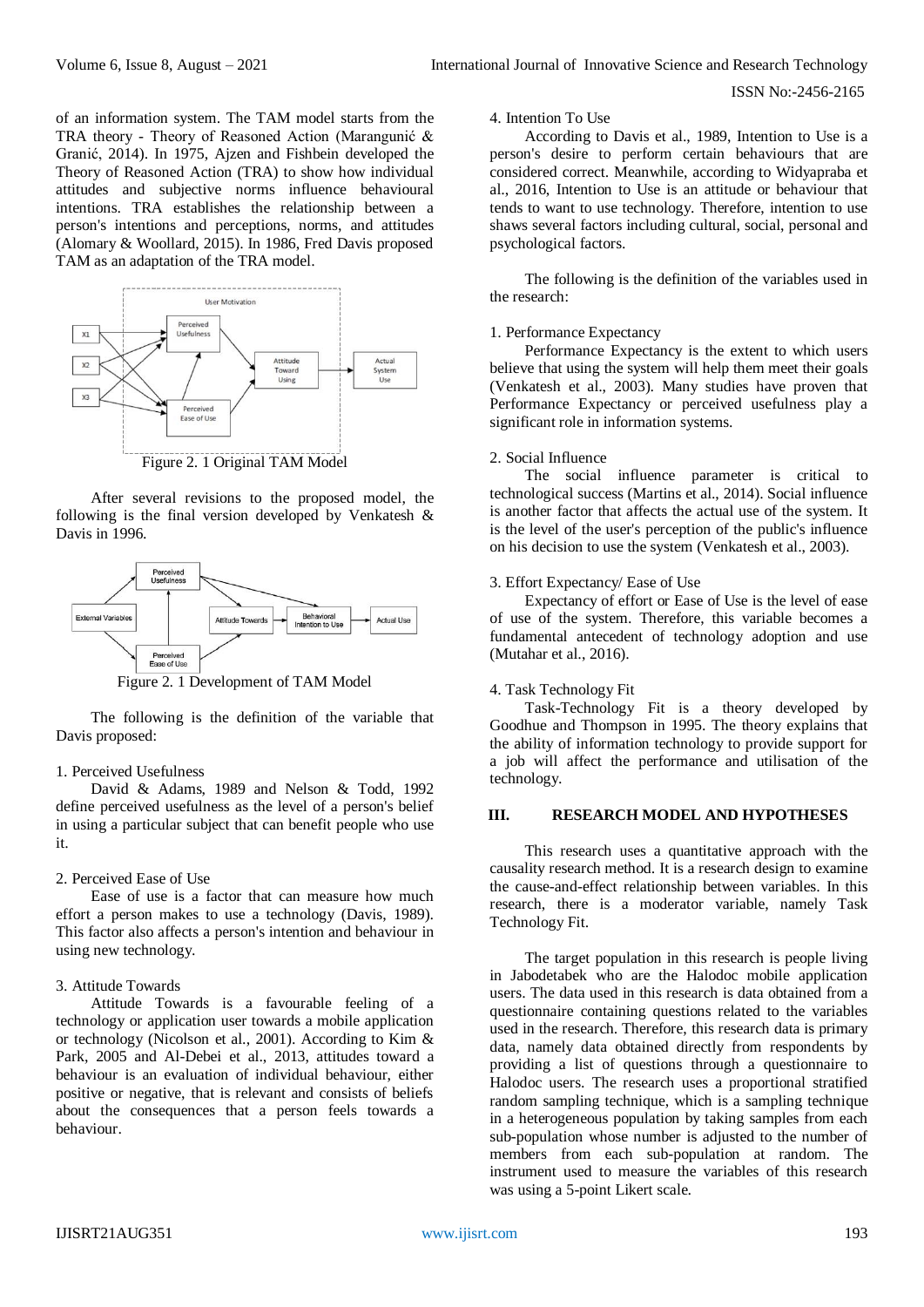of an information system. The TAM model starts from the TRA theory - Theory of Reasoned Action (Marangunić & Granić, 2014). In 1975, Ajzen and Fishbein developed the Theory of Reasoned Action (TRA) to show how individual attitudes and subjective norms influence behavioural intentions. TRA establishes the relationship between a person's intentions and perceptions, norms, and attitudes (Alomary & Woollard, 2015). In 1986, Fred Davis proposed TAM as an adaptation of the TRA model.

Figure 2. 1 Original TAM Model

After several revisions to the proposed model, the following is the final version developed by Venkatesh & Davis in 1996.

Figure 2. 1 Development of TAM Model

The following is the definition of the variable that Davis proposed:

1. Perceived Usefulness

David & Adams, 1989 and Nelson & Todd, 1992 define perceived usefulness as the level of a person's belief in using a particular subject that can benefit people who use it.

2. Perceived Ease of Use

Ease of use is a factor that can measure how much effort a person makes to use a technology (Davis, 1989). This factor also affects a person's intention and behaviour in using new technology.

3. Attitude Towards

Attitude Towards is a favourable feeling of a technology or application user towards a mobile application or technology (Nicolson et al., 2001). According to Kim & Park, 2005 and Al-Debei et al., 2013, attitudes toward a behaviour is an evaluation of individual behaviour, either positive or negative, that is relevant and consists of beliefs about the consequences that a person feels towards a behaviour.

4. Intention To Use

According to Davis et al., 1989, Intention to Use is a person's desire to perform certain behaviours that are considered correct. Meanwhile, according to Widyapraba et al., 2016, Intention to Use is an attitude or behaviour that tends to want to use technology. Therefore, intention to use shaws several factors including cultural, social, personal and psychological factors.

The following is the definition of the variables used in the research:

1. Performance Expectancy

Performance Expectancy is the extent to which users believe that using the system will help them meet their goals (Venkatesh et al., 2003). Many studies have proven that Performance Expectancy or perceived usefulness play a significant role in information systems.

2. Social Influence

The social influence parameter is critical to technological success (Martins et al., 2014). Social influence is another factor that affects the actual use of the system. It is the level of the user's perception of the public's influence on his decision to use the system (Venkatesh et al., 2003).

3. Effort Expectancy/ Ease of Use

Expectancy of effort or Ease of Use is the level of ease of use of the system. Therefore, this variable becomes a fundamental antecedent of technology adoption and use (Mutahar et al., 2016).

4. Task Technology Fit

Task-Technology Fit is a theory developed by Goodhue and Thompson in 1995. The theory explains that the ability of information technology to provide support for a job will affect the performance and utilisation of the technology.

## III. RESEARCH MODEL AND HYPOTHESES

This research uses a quantitative approach with the causality research method. It is a research design to examine the cause-and-effect relationship between variables. In this research, there is a moderator variable, namely Task Technology Fit.

The target population in this research is people living in Jabodetabek who are the Halodoc mobile application users. The data used in this research is data obtained from a questionnaire containing questions related to the variables used in the research. Therefore, this research data is primary data, namely data obtained directly from respondents by providing a list of questions through a questionnaire to Halodoc users. The research uses a proportional stratified random sampling technique, which is a sampling technique in a heterogeneous population by taking samples from each sub-population whose number is adjusted to the number of members from each sub-population at random. The instrument used to measure the variables of this research was using a 5-point Likert scale.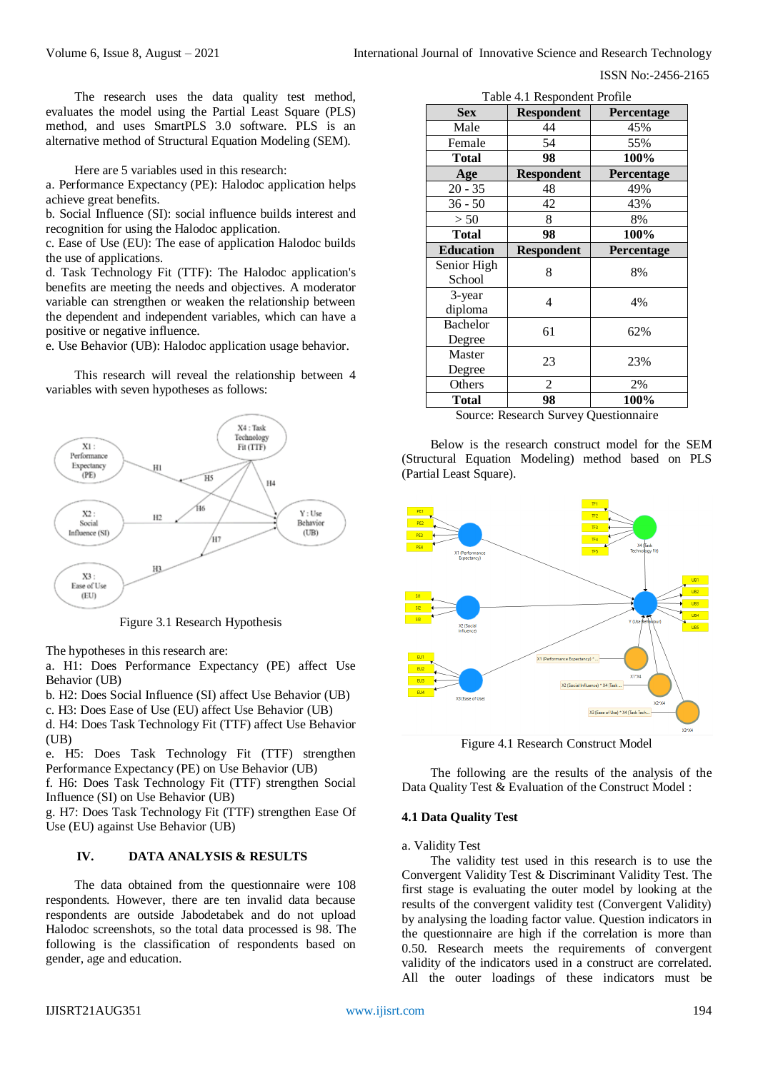The research uses the data quality test method, evaluates the model using the Partial Least Square (PLS) method, and uses SmartPLS 3.0 software. PLS is an alternative method of Structural Equation Modeling (SEM).

Here are 5 variables used in this research:

a. Performance Expectancy (PE): Halodoc application helps achieve great benefits.
b. Social Influence (SI): social influence builds interest and recognition for using the Halodoc application.
c. Ease of Use (EU): The ease of application Halodoc builds the use of applications.
d. Task Technology Fit (TTF): The Halodoc application's benefits are meeting the needs and objectives. A moderator variable can strengthen or weaken the relationship between the dependent and independent variables, which can have a positive or negative influence.
e. Use Behavior (UB): Halodoc application usage behavior.

This research will reveal the relationship between 4 variables with seven hypotheses as follows:

Figure 3.1 Research Hypothesis

The hypotheses in this research are:

a. H1: Does Performance Expectancy (PE) affect Use Behavior (UB)
b. H2: Does Social Influence (SI) affect Use Behavior (UB)
c. H3: Does Ease of Use (EU) affect Use Behavior (UB)
d. H4: Does Task Technology Fit (TTF) affect Use Behavior (UB)
e. H5: Does Task Technology Fit (TTF) strengthen Performance Expectancy (PE) on Use Behavior (UB)
f. H6: Does Task Technology Fit (TTF) strengthen Social Influence (SI) on Use Behavior (UB)
g. H7: Does Task Technology Fit (TTF) strengthen Ease Of Use (EU) against Use Behavior (UB)

## IV. DATA ANALYSIS & RESULTS

The data obtained from the questionnaire were 108 respondents. However, there are ten invalid data because respondents are outside Jabodetabek and do not upload Halodoc screenshots, so the total data processed is 98. The following is the classification of respondents based on gender, age and education.

Table 4.1 Respondent Profile

| Sex | Respondent | Percentage |
|---|---|---|
| Male | 44 | 45% |
| Female | 54 | 55% |
| **Total** | **98** | **100%** |
| **Age** | **Respondent** | **Percentage** |
| 20 - 35 | 48 | 49% |
| 36 - 50 | 42 | 43% |
| > 50 | 8 | 8% |
| **Total** | **98** | **100%** |
| **Education** | **Respondent** | **Percentage** |
| Senior High School | 8 | 8% |
| 3-year diploma | 4 | 4% |
| Bachelor Degree | 61 | 62% |
| Master Degree | 23 | 23% |
| Others | 2 | 2% |
| **Total** | **98** | **100%** |

Source: Research Survey Questionnaire

Below is the research construct model for the SEM (Structural Equation Modeling) method based on PLS (Partial Least Square).

Figure 4.1 Research Construct Model

The following are the results of the analysis of the Data Quality Test & Evaluation of the Construct Model :

### 4.1 Data Quality Test

a. Validity Test

The validity test used in this research is to use the Convergent Validity Test & Discriminant Validity Test. The first stage is evaluating the outer model by looking at the results of the convergent validity test (Convergent Validity) by analysing the loading factor value. Question indicators in the questionnaire are high if the correlation is more than 0.50. Research meets the requirements of convergent validity of the indicators used in a construct are correlated. All the outer loadings of these indicators must be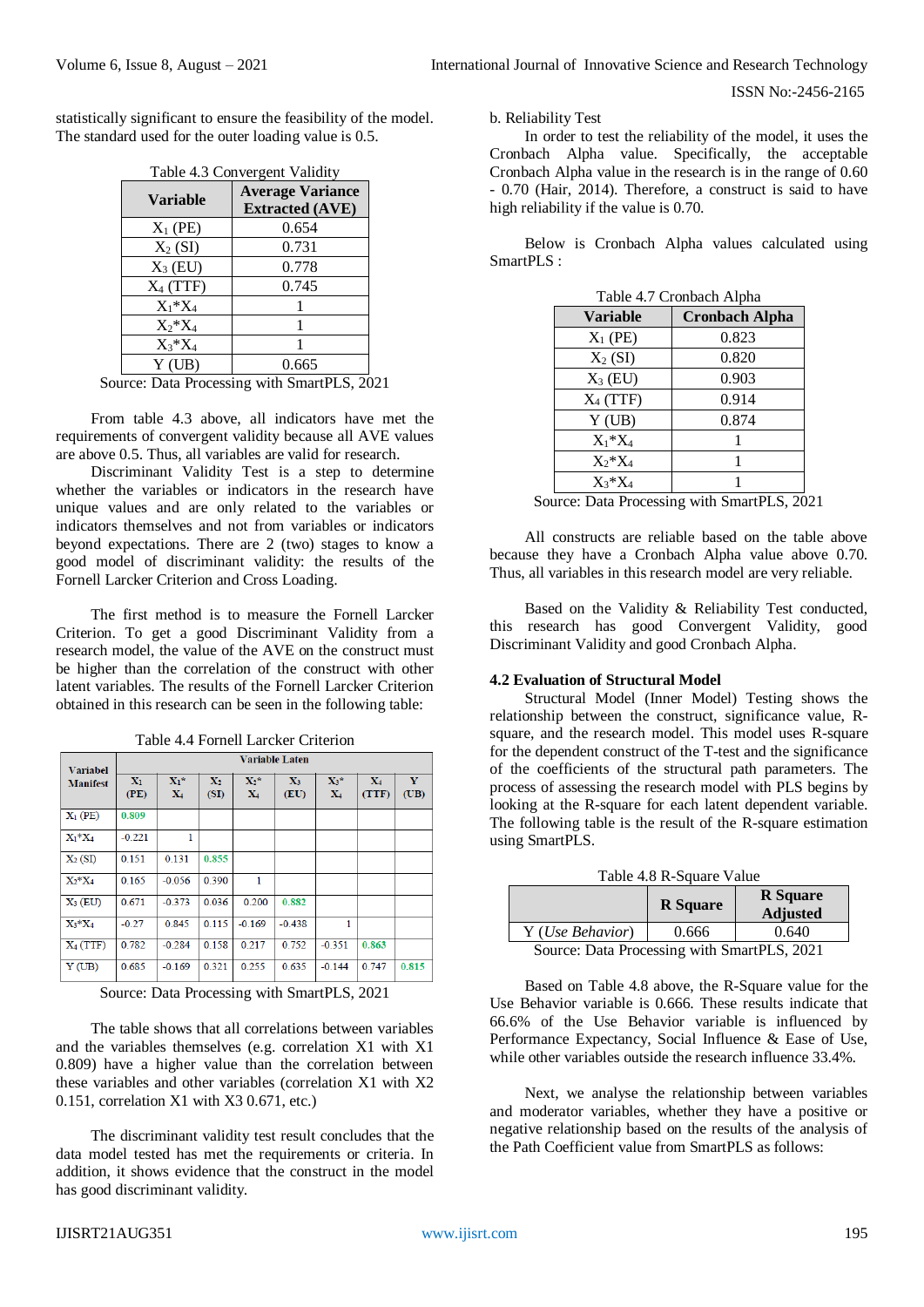statistically significant to ensure the feasibility of the model. The standard used for the outer loading value is 0.5.

Table 4.3 Convergent Validity

| Variable | Average Variance Extracted (AVE) |
|---|---|
| $X_1$ (PE) | 0.654 |
| $X_2$ (SI) | 0.731 |
| $X_3$ (EU) | 0.778 |
| $X_4$ (TTF) | 0.745 |
| $X_1$*$X_4$ | 1 |
| $X_2$*$X_4$ | 1 |
| $X_3$*$X_4$ | 1 |
| Y (UB) | 0.665 |

Source: Data Processing with SmartPLS, 2021

From table 4.3 above, all indicators have met the requirements of convergent validity because all AVE values are above 0.5. Thus, all variables are valid for research.

Discriminant Validity Test is a step to determine whether the variables or indicators in the research have unique values and are only related to the variables or indicators themselves and not from variables or indicators beyond research expectations. There are 2 (two) stages to know a good model of discriminant validity: the results of the Fornell Larcker Criterion and Cross Loading.

The first method is to measure the Fornell Larcker Criterion. To get a good Discriminant Validity from a research model, the value of the AVE on the construct must be higher than the correlation of the construct with other latent variables. The results of the Fornell Larcker Criterion obtained in this research can be seen in the following table:

Table 4.4 Fornell Larcker Criterion

| Variabel Manifest | Variable Laten | | | | | | | |
|---|---|---|---|---|---|---|---|---|
| | $X_1$ (PE) | $X_1$* $X_4$ | $X_2$ (SI) | $X_2$* $X_4$ | $X_3$ (EU) | $X_3$* $X_4$ | $X_4$ (TTF) | Y (UB) |
| $X_1$ (PE) | 0.809 | | | | | | | |
| $X_1$*$X_4$ | -0.221 | 1 | | | | | | |
| $X_2$ (SI) | 0.151 | 0.131 | 0.855 | | | | | |
| $X_2$*$X_4$ | 0.165 | -0.056 | 0.390 | 1 | | | | |
| $X_3$ (EU) | 0.671 | -0.373 | 0.036 | 0.200 | 0.882 | | | |
| $X_3$*$X_4$ | -0.27 | 0.845 | 0.115 | -0.169 | -0.438 | 1 | | |
| $X_4$ (TTF) | 0.782 | -0.284 | 0.158 | 0.217 | 0.752 | -0.351 | 0.863 | |
| Y (UB) | 0.685 | -0.169 | 0.321 | 0.255 | 0.635 | -0.144 | 0.747 | 0.815 |

Source: Data Processing with SmartPLS, 2021

The table shows that all correlations between variables and the variables themselves (e.g. correlation X1 with X1 0.809) have a higher value than the correlation between these variables and other variables (correlation X1 with X2 0.151, correlation X1 with X3 0.671, etc.)

The discriminant validity test result concludes that the data model tested has met the requirements or criteria. In addition, it shows evidence that the construct in the model has good discriminant validity.

b. Reliability Test

In order to test the reliability of the model, it uses the Cronbach Alpha value. Specifically, the acceptable Cronbach Alpha value in the research is in the range of 0.60 - 0.70 (Hair, 2014). Therefore, a construct is said to have high reliability if the value is 0.70.

Below is Cronbach Alpha values calculated using SmartPLS :

Table 4.7 Cronbach Alpha

| Variable | Cronbach Alpha |
|---|---|
| $X_1$ (PE) | 0.823 |
| $X_2$ (SI) | 0.820 |
| $X_3$ (EU) | 0.903 |
| $X_4$ (TTF) | 0.914 |
| Y (UB) | 0.874 |
| $X_1$*$X_4$ | 1 |
| $X_2$*$X_4$ | 1 |
| $X_3$*$X_4$ | 1 |

Source: Data Processing with SmartPLS, 2021

All constructs are reliable based on the table above because they have a Cronbach Alpha value above 0.70. Thus, all variables in this research model are very reliable.

Based on the Validity & Reliability Test conducted, this research has good Convergent Validity, good Discriminant Validity and good Cronbach Alpha.

### 4.2 Evaluation of Structural Model

Structural Model (Inner Model) Testing shows the relationship between the construct, significance value, R-square, and the research model. This model uses R-square for the dependent construct of the T-test and the significance of the coefficients of the structural path parameters. The process of assessing the research model with PLS begins by looking at the R-square for each latent dependent variable. The following table is the result of the R-square estimation using SmartPLS.

Table 4.8 R-Square Value

| | R Square | R Square Adjusted |
|---|---|---|
| Y (*Use Behavior*) | 0.666 | 0.640 |

Source: Data Processing with SmartPLS, 2021

Based on Table 4.8 above, the R-Square value for the Use Behavior variable is 0.666. These results indicate that 66.6% of the Use Behavior variable is influenced by Performance Expectancy, Social Influence & Ease of Use, while other variables outside the research influence 33.4%.

Next, we analyse the relationship between variables and moderator variables, whether they have a positive or negative relationship based on the results of the analysis of the Path Coefficient value from SmartPLS as follows: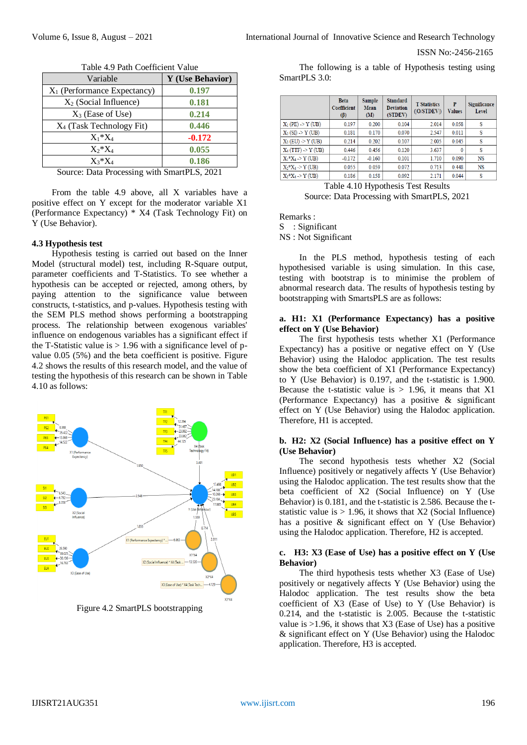Table 4.9 Path Coefficient Value

| Variable | Y (Use Behavior) |
|---|---|
| $X_1$ (Performance Expectancy) | 0.197 |
| $X_2$ (Social Influence) | 0.181 |
| $X_3$ (Ease of Use) | 0.214 |
| $X_4$ (Task Technology Fit) | 0.446 |
| $X_1$*$X_4$ | -0.172 |
| $X_2$*$X_4$ | 0.055 |
| $X_3$*$X_4$ | 0.186 |

Source: Data Processing with SmartPLS, 2021

From the table 4.9 above, all X variables have a positive effect on Y except for the moderator variable X1 (Performance Expectancy) * X4 (Task Technology Fit) on Y (Use Behavior).

### 4.3 Hypothesis test

Hypothesis testing is carried out based on the Inner Model (structural model) test, including R-Square output, parameter coefficients and T-Statistics. To see whether a hypothesis can be accepted or rejected, among others, by paying attention to the significance value between constructs, t-statistics, and p-values. Hypothesis testing with the SEM PLS method shows performing a bootstrapping process. The relationship between exogenous variables' influence on endogenous variables has a significant effect if the T-Statistic value is > 1.96 with a significance level of p-value 0.05 (5%) and the beta coefficient is positive. Figure 4.2 shows the results of this research model, and the value of testing the hypothesis of this research can be shown in Table 4.10 as follows:

Figure 4.2 SmartPLS bootstrapping

The following is a table of Hypothesis testing using SmartPLS 3.0:

| | Beta Coefficient (β) | Sample Mean (M) | Standard Deviation (STDEV) | T Statistics (\|O/STDEV\|) | P Values | Significance Level |
|---|---|---|---|---|---|---|
| $X_1$ (PE) -> Y (UB) | 0.197 | 0.200 | 0.104 | 2.014 | 0.058 | S |
| $X_2$ (SI) -> Y (UB) | 0.181 | 0.170 | 0.070 | 2.547 | 0.011 | S |
| $X_3$ (EU) -> Y (UB) | 0.214 | 0.202 | 0.107 | 2.005 | 0.045 | S |
| $X_4$ (TTF) -> Y (UB) | 0.446 | 0.456 | 0.120 | 3.637 | 0 | S |
| $X_1$*$X_4$ -> Y (UB) | -0.172 | -0.160 | 0.101 | 1.710 | 0.090 | NS |
| $X_2$*$X_4$ -> Y (UB) | 0.055 | 0.059 | 0.072 | 0.713 | 0.448 | NS |
| $X_3$*$X_4$ -> Y (UB) | 0.186 | 0.158 | 0.092 | 2.171 | 0.044 | S |

Table 4.10 Hypothesis Test Results
Source: Data Processing with SmartPLS, 2021

Remarks :
S : Significant
NS : Not Significant

In the PLS method, hypothesis testing of each hypothesised variable is using simulation. In this case, testing with bootstrap is to minimise the problem of abnormal research data. The results of hypothesis testing by bootstrapping with SmartsPLS are as follows:

**a. H1: X1 (Performance Expectancy) has a positive effect on Y (Use Behavior)**

The first hypothesis tests whether X1 (Performance Expectancy) has a positive or negative effect on Y (Use Behavior) using the Halodoc application. The test results show the beta coefficient of X1 (Performance Expectancy) to Y (Use Behavior) is 0.197, and the t-statistic is 1.900. Because the t-statistic value is > 1.96, it means that X1 (Performance Expectancy) has a positive & significant effect on Y (Use Behavior) using the Halodoc application. Therefore, H1 is accepted.

**b. H2: X2 (Social Influence) has a positive effect on Y (Use Behavior)**

The second hypothesis tests whether X2 (Social Influence) positively or negatively affects Y (Use Behavior) using the Halodoc application. The test results show that the beta coefficient of X2 (Social Influence) on Y (Use Behavior) is 0.181, and the t-statistic is 2.586. Because the t-statistic value is > 1.96, it shows that X2 (Social Influence) has a positive & significant effect on Y (Use Behavior) using the Halodoc application. Therefore, H2 is accepted.

**c. H3: X3 (Ease of Use) has a positive effect on Y (Use Behavior)**

The third hypothesis tests whether X3 (Ease of Use) positively or negatively affects Y (Use Behavior) using the Halodoc application. The test results show the beta coefficient of X3 (Ease of Use) to Y (Use Behavior) is 0.214, and the t-statistic is 2.005. Because the t-statistic value is >1.96, it shows that X3 (Ease of Use) has a positive & significant effect on Y (Use Behavior) using the Halodoc application. Therefore, H3 is accepted.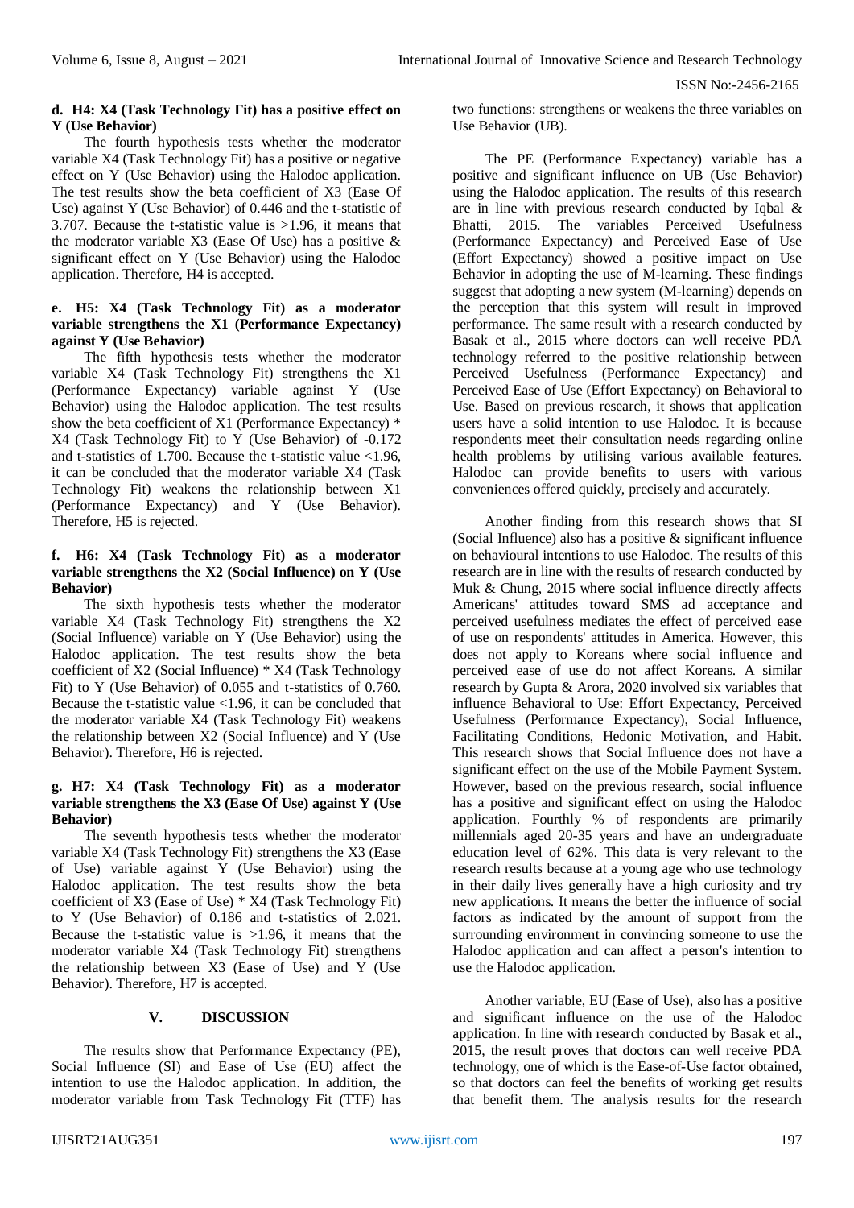#### d. H4: X4 (Task Technology Fit) has a positive effect on Y (Use Behavior)

The fourth hypothesis tests whether the moderator variable X4 (Task Technology Fit) has a positive or negative effect on Y (Use Behavior) using the Halodoc application. The test results show the beta coefficient of X3 (Ease Of Use) against Y (Use Behavior) of 0.446 and the t-statistic of 3.707. Because the t-statistic value is >1.96, it means that the moderator variable X3 (Ease Of Use) has a positive & significant effect on Y (Use Behavior) using the Halodoc application. Therefore, H4 is accepted.

#### e. H5: X4 (Task Technology Fit) as a moderator variable strengthens the X1 (Performance Expectancy) against Y (Use Behavior)

The fifth hypothesis tests whether the moderator variable X4 (Task Technology Fit) strengthens the X1 (Performance Expectancy) variable against Y (Use Behavior) using the Halodoc application. The test results show the beta coefficient of X1 (Performance Expectancy) * X4 (Task Technology Fit) to Y (Use Behavior) of -0.172 and t-statistics of 1.700. Because the t-statistic value <1.96, it can be concluded that the moderator variable X4 (Task Technology Fit) weakens the relationship between X1 (Performance Expectancy) and Y (Use Behavior). Therefore, H5 is rejected.

#### f. H6: X4 (Task Technology Fit) as a moderator variable strengthens the X2 (Social Influence) on Y (Use Behavior)

The sixth hypothesis tests whether the moderator variable X4 (Task Technology Fit) strengthens the X2 (Social Influence) variable on Y (Use Behavior) using the Halodoc application. The test results show the beta coefficient of X2 (Social Influence) * X4 (Task Technology Fit) to Y (Use Behavior) of 0.055 and t-statistics of 0.760. Because the t-statistic value <1.96, it can be concluded that the moderator variable X4 (Task Technology Fit) weakens the relationship between X2 (Social Influence) and Y (Use Behavior). Therefore, H6 is rejected.

#### g. H7: X4 (Task Technology Fit) as a moderator variable strengthens the X3 (Ease Of Use) against Y (Use Behavior)

The seventh hypothesis tests whether the moderator variable X4 (Task Technology Fit) strengthens the X3 (Ease of Use) variable against Y (Use Behavior) using the Halodoc application. The test results show the beta coefficient of X3 (Ease of Use) * X4 (Task Technology Fit) to Y (Use Behavior) of 0.186 and t-statistics of 2.021. Because the t-statistic value is >1.96, it means that the moderator variable X4 (Task Technology Fit) strengthens the relationship between X3 (Ease of Use) and Y (Use Behavior). Therefore, H7 is accepted.

## V. DISCUSSION

The results show that Performance Expectancy (PE), Social Influence (SI) and Ease of Use (EU) affect the intention to use the Halodoc application. In addition, the moderator variable from Task Technology Fit (TTF) has two functions: strengthens or weakens the three variables on Use Behavior (UB).

The PE (Performance Expectancy) variable has a positive and significant influence on UB (Use Behavior) using the Halodoc application. The results of this research are in line with previous research conducted by Iqbal & Bhatti, 2015. The variables Perceived Usefulness (Performance Expectancy) and Perceived Ease of Use (Effort Expectancy) showed a positive impact on Use Behavior in adopting the use of M-learning. These findings suggest that adopting a new system (M-learning) depends on the perception that this system will result in improved performance. The same result with a research conducted by Basak et al., 2015 where doctors can well receive PDA technology referred to the positive relationship between Perceived Usefulness (Performance Expectancy) and Perceived Ease of Use (Effort Expectancy) on Behavioral to Use. Based on previous research, it shows that application users have a solid intention to use Halodoc. It is because respondents meet their consultation needs regarding online health problems by utilising various available features. Halodoc can provide benefits to users with various conveniences offered quickly, precisely and accurately.

Another finding from this research shows that SI (Social Influence) also has a positive & significant influence on behavioural intentions to use Halodoc. The results of this research are in line with the results of research conducted by Muk & Chung, 2015 where social influence directly affects Americans' attitudes toward SMS ad acceptance and perceived usefulness mediates the effect of perceived ease of use on respondents' attitudes in America. However, this does not apply to Koreans where social influence and perceived ease of use do not affect Koreans. A similar research by Gupta & Arora, 2020 involved six variables that influence Behavioral to Use: Effort Expectancy, Perceived Usefulness (Performance Expectancy), Social Influence, Facilitating Conditions, Hedonic Motivation, and Habit. This research shows that Social Influence does not have a significant effect on the use of the Mobile Payment System. However, based on the previous research, social influence has a positive and significant effect on using the Halodoc application. Fourthly % of respondents are primarily millennials aged 20-35 years and have an undergraduate education level of 62%. This data is very relevant to the research results because at a young age who use technology in their daily lives generally have a high curiosity and try new applications. It means the better the influence of social factors as indicated by the amount of support from the surrounding environment in convincing someone to use the Halodoc application and can affect a person's intention to use the Halodoc application.

Another variable, EU (Ease of Use), also has a positive and significant influence on the use of the Halodoc application. In line with research conducted by Basak et al., 2015, the result proves that doctors can well receive PDA technology, one of which is the Ease-of-Use factor obtained, so that doctors can feel the benefits of working get results that benefit them. The analysis results for the research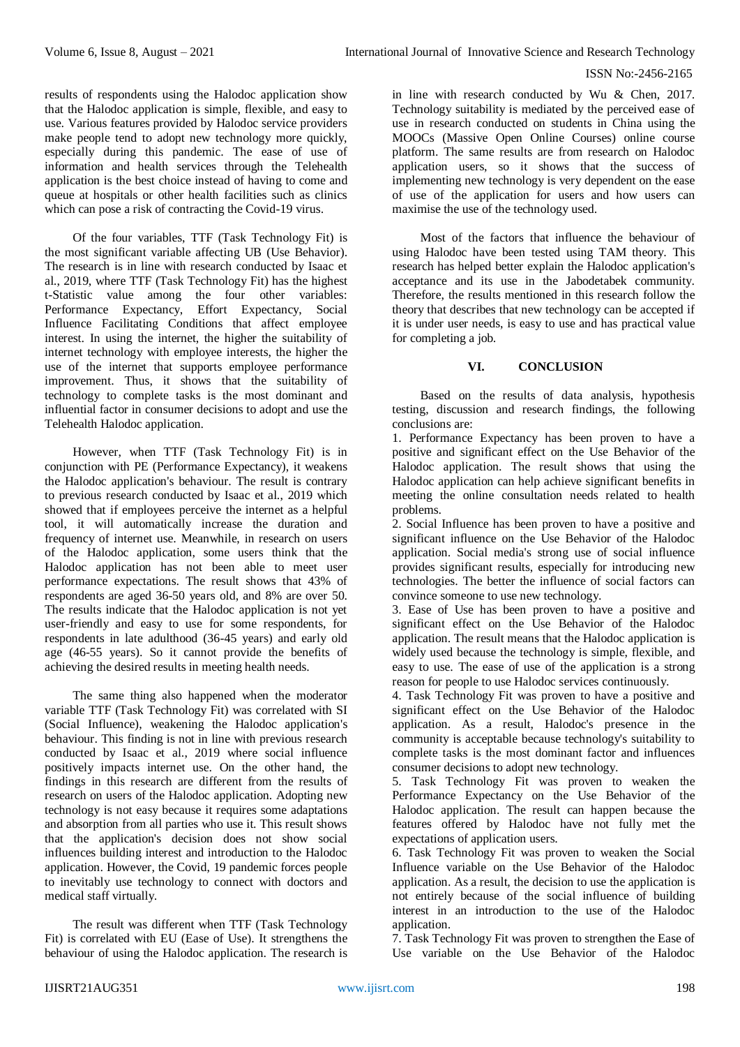results of respondents using the Halodoc application show that the Halodoc application is simple, flexible, and easy to use. Various features provided by Halodoc service providers make people tend to adopt new technology more quickly, especially during this pandemic. The ease of use of information and health services through the Telehealth application is the best choice instead of having to come and queue at hospitals or other health facilities such as clinics which can pose a risk of contracting the Covid-19 virus.

Of the four variables, TTF (Task Technology Fit) is the most significant variable affecting UB (Use Behavior). The research is in line with research conducted by Isaac et al., 2019, where TTF (Task Technology Fit) has the highest t-Statistic value among the four other variables: Performance Expectancy, Effort Expectancy, Social Influence Facilitating Conditions that affect employee interest. In using the internet, the higher the suitability of internet technology with employee interests, the higher the use of the internet that supports employee performance improvement. Thus, it shows that the suitability of technology to complete tasks is the most dominant and influential factor in consumer decisions to adopt and use the Telehealth Halodoc application.

However, when TTF (Task Technology Fit) is in conjunction with PE (Performance Expectancy), it weakens the Halodoc application's behaviour. The result is contrary to previous research conducted by Isaac et al., 2019 which showed that if employees perceive the internet as a helpful tool, it will automatically increase the duration and frequency of internet use. Meanwhile, in research on users of the Halodoc application, some users think that the Halodoc application has not been able to meet user performance expectations. The result shows that 43% of respondents are aged 36-50 years old, and 8% are over 50. The results indicate that the Halodoc application is not yet user-friendly and easy to use for some respondents, for respondents in late adulthood (36-45 years) and early old age (46-55 years). So it cannot provide the benefits of achieving the desired results in meeting health needs.

The same thing also happened when the moderator variable TTF (Task Technology Fit) was correlated with SI (Social Influence), weakening the Halodoc application's behaviour. This finding is not in line with previous research conducted by Isaac et al., 2019 where social influence positively impacts internet use. On the other hand, the findings in this research are different from the results of research on users of the Halodoc application. Adopting new technology is not easy because it requires some adaptations and absorption from all parties who use it. This result shows that the application's decision does not show social influences building interest and introduction to the Halodoc application. However, the Covid, 19 pandemic forces people to inevitably use technology to connect with doctors and medical staff virtually.

The result was different when TTF (Task Technology Fit) is correlated with EU (Ease of Use). It strengthens the behaviour of using the Halodoc application. The research is in line with research conducted by Wu & Chen, 2017. Technology suitability is mediated by the perceived ease of use in research conducted on students in China using the MOOCs (Massive Open Online Courses) online course platform. The same results are from research on Halodoc application users, so it shows that the success of implementing new technology is very dependent on the ease of use of the application for users and how users can maximise the use of the technology used.

Most of the factors that influence the behaviour of using Halodoc have been tested using TAM theory. This research has helped better explain the Halodoc application's acceptance and its use in the Jabodetabek community. Therefore, the results mentioned in this research follow the theory that describes that new technology can be accepted if it is under user needs, is easy to use and has practical value for completing a job.

## VI. CONCLUSION

Based on the results of data analysis, hypothesis testing, discussion and research findings, the following conclusions are:

1. Performance Expectancy has been proven to have a positive and significant effect on the Use Behavior of the Halodoc application. The result shows that using the Halodoc application can help achieve significant benefits in meeting the online consultation needs related to health problems.
2. Social Influence has been proven to have a positive and significant influence on the Use Behavior of the Halodoc application. Social media's strong use of social influence provides significant results, especially for introducing new technologies. The better the influence of social factors can convince someone to use new technology.
3. Ease of Use has been proven to have a positive and significant effect on the Use Behavior of the Halodoc application. The result means that the Halodoc application is widely used because the technology is simple, flexible, and easy to use. The ease of use of the application is a strong reason for people to use Halodoc services continuously.
4. Task Technology Fit was proven to have a positive and significant effect on the Use Behavior of the Halodoc application. As a result, Halodoc's presence in the community is acceptable because technology's suitability to complete tasks is the most dominant factor and influences consumer decisions to adopt new technology.
5. Task Technology Fit was proven to weaken the Performance Expectancy on the Use Behavior of the Halodoc application. The result can happen because the features offered by Halodoc have not fully met the expectations of application users.
6. Task Technology Fit was proven to weaken the Social Influence variable on the Use Behavior of the Halodoc application. As a result, the decision to use the application is not entirely because of the social influence of building interest in an introduction to the use of the Halodoc application.
7. Task Technology Fit was proven to strengthen the Ease of Use variable on the Use Behavior of the Halodoc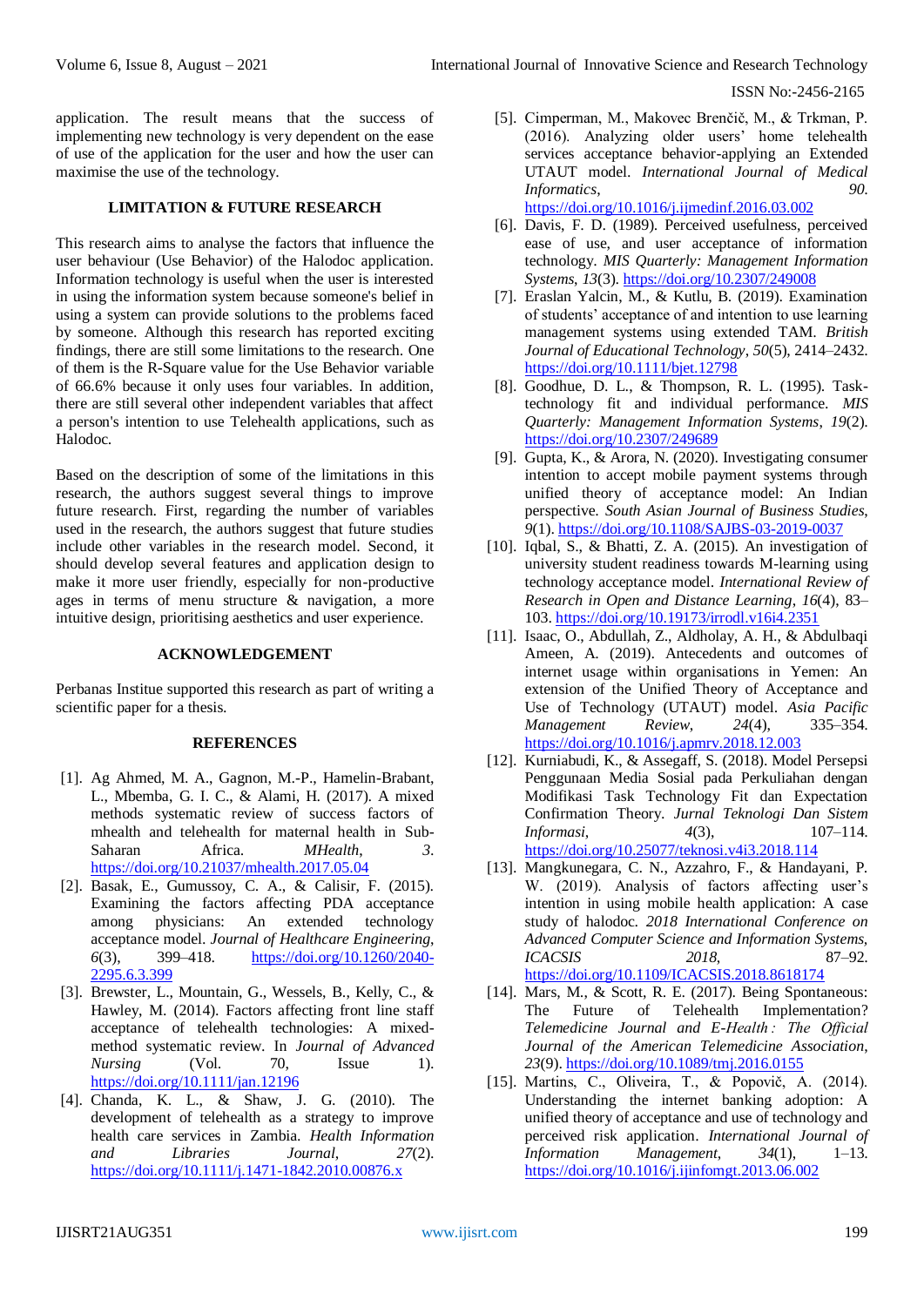application. The result means that the success of implementing new technology is very dependent on the ease of use of the application for the user and how the user can maximise the use of the technology.

## LIMITATION & FUTURE RESEARCH

This research aims to analyse the factors that influence the user behaviour (Use Behavior) of the Halodoc application. Information technology is useful when the user is interested in using the information system because someone's belief in using a system can provide solutions to the problems faced by someone. Although this research has reported exciting findings, there are still some limitations to the research. One of them is the R-Square value for the Use Behavior variable of 66.6% because it only uses four variables. In addition, there are still several other independent variables that affect a person's intention to use Telehealth applications, such as Halodoc.

Based on the description of some of the limitations in this research, the authors suggest several things to improve future research. First, regarding the number of variables used in the research, the authors suggest that future studies include other variables in the research model. Second, it should develop several features and application design to make it more user friendly, especially for non-productive ages in terms of menu structure & navigation, a more intuitive design, prioritising aesthetics and user experience.

## ACKNOWLEDGEMENT

Perbanas Institute supported this research as part of writing a scientific paper for a thesis.

## REFERENCES

[1]. Ag Ahmed, M. A., Gagnon, M.-P., Hamelin-Brabant, L., Mbemba, G. I. C., & Alami, H. (2017). A mixed methods systematic review of success factors of mhealth and telehealth for maternal health in Sub-Saharan Africa. *MHealth*, *3*. https://doi.org/10.21037/mhealth.2017.05.04

[2]. Basak, E., Gumussoy, C. A., & Calisir, F. (2015). Examining the factors affecting PDA acceptance among physicians: An extended technology acceptance model. *Journal of Healthcare Engineering*, *6*(3), 399–418. https://doi.org/10.1260/2040-2295.6.3.399

[3]. Brewster, L., Mountain, G., Wessels, B., Kelly, C., & Hawley, M. (2014). Factors affecting front line staff acceptance of telehealth technologies: A mixed-method systematic review. In *Journal of Advanced Nursing* (Vol. 70, Issue 1). https://doi.org/10.1111/jan.12196

[4]. Chanda, K. L., & Shaw, J. G. (2010). The development of telehealth as a strategy to improve health care services in Zambia. *Health Information and Libraries Journal*, *27*(2). https://doi.org/10.1111/j.1471-1842.2010.00876.x

[5]. Cimperman, M., Makovec Brenčič, M., & Trkman, P. (2016). Analyzing older users' home telehealth services acceptance behavior-applying an Extended UTAUT model. *International Journal of Medical Informatics*, *90*. https://doi.org/10.1016/j.ijmedinf.2016.03.002

[6]. Davis, F. D. (1989). Perceived usefulness, perceived ease of use, and user acceptance of information technology. *MIS Quarterly: Management Information Systems*, *13*(3). https://doi.org/10.2307/249008

[7]. Eraslan Yalcin, M., & Kutlu, B. (2019). Examination of students' acceptance of and intention to use learning management systems using extended TAM. *British Journal of Educational Technology*, *50*(5), 2414–2432. https://doi.org/10.1111/bjet.12798

[8]. Goodhue, D. L., & Thompson, R. L. (1995). Task-technology fit and individual performance. *MIS Quarterly: Management Information Systems*, *19*(2). https://doi.org/10.2307/249689

[9]. Gupta, K., & Arora, N. (2020). Investigating consumer intention to accept mobile payment systems through unified theory of acceptance model: An Indian perspective. *South Asian Journal of Business Studies*, *9*(1). https://doi.org/10.1108/SAJBS-03-2019-0037

[10]. Iqbal, S., & Bhatti, Z. A. (2015). An investigation of university student readiness towards M-learning using technology acceptance model. *International Review of Research in Open and Distance Learning*, *16*(4), 83–103. https://doi.org/10.19173/irrodl.v16i4.2351

[11]. Isaac, O., Abdullah, Z., Aldholay, A. H., & Abdulbaqi Ameen, A. (2019). Antecedents and outcomes of internet usage within organisations in Yemen: An extension of the Unified Theory of Acceptance and Use of Technology (UTAUT) model. *Asia Pacific Management Review*, *24*(4), 335–354. https://doi.org/10.1016/j.apmrv.2018.12.003

[12]. Kurniabudi, K., & Assegaff, S. (2018). Model Persepsi Penggunaan Media Sosial pada Perkuliahan dengan Modifikasi Task Technology Fit dan Expectation Confirmation Theory. *Jurnal Teknologi Dan Sistem Informasi*, *4*(3), 107–114. https://doi.org/10.25077/teknosi.v4i3.2018.114

[13]. Mangkunegara, C. N., Azzahro, F., & Handayani, P. W. (2019). Analysis of factors affecting user's intention in using mobile health application: A case study of halodoc. *2018 International Conference on Advanced Computer Science and Information Systems, ICACSIS 2018*, 87–92. https://doi.org/10.1109/ICACSIS.2018.8618174

[14]. Mars, M., & Scott, R. E. (2017). Being Spontaneous: The Future of Telehealth Implementation? *Telemedicine Journal and E-Health : The Official Journal of the American Telemedicine Association*, *23*(9). https://doi.org/10.1089/tmj.2016.0155

[15]. Martins, C., Oliveira, T., & Popovič, A. (2014). Understanding the internet banking adoption: A unified theory of acceptance and use of technology and perceived risk application. *International Journal of Information Management*, *34*(1), 1–13. https://doi.org/10.1016/j.ijinfomgt.2013.06.002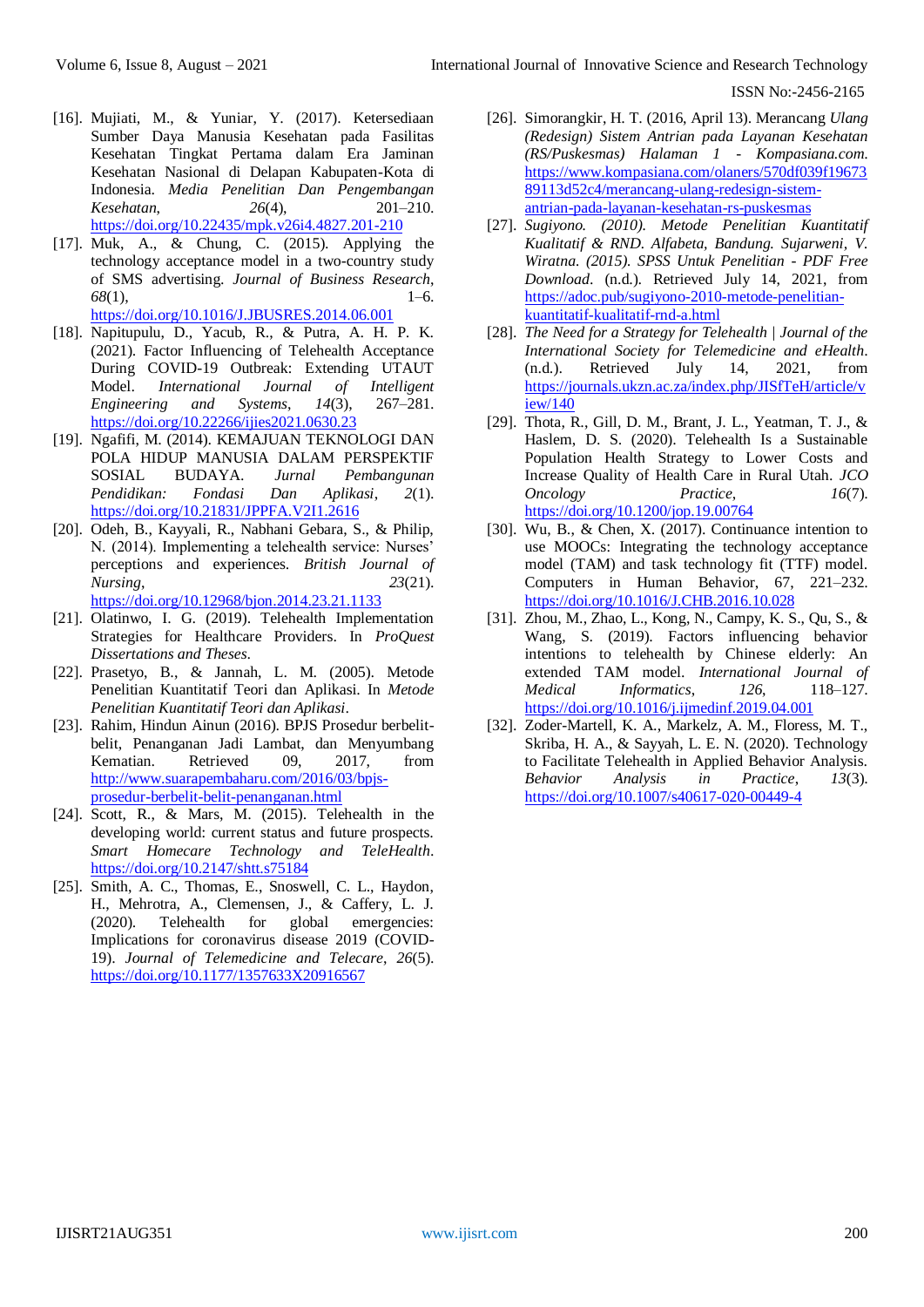[16]. Mujiati, M., & Yuniar, Y. (2017). Ketersediaan Sumber Daya Manusia Kesehatan pada Fasilitas Kesehatan Tingkat Pertama dalam Era Jaminan Kesehatan Nasional di Delapan Kabupaten-Kota di Indonesia. *Media Penelitian Dan Pengembangan Kesehatan*, *26*(4), 201–210. https://doi.org/10.22435/mpk.v26i4.4827.201-210

[17]. Muk, A., & Chung, C. (2015). Applying the technology acceptance model in a two-country study of SMS advertising. *Journal of Business Research*, *68*(1), 1–6. https://doi.org/10.1016/J.JBUSRES.2014.06.001

[18]. Napitupulu, D., Yacub, R., & Putra, A. H. P. K. (2021). Factor Influencing of Telehealth Acceptance During COVID-19 Outbreak: Extending UTAUT Model. *International Journal of Intelligent Engineering and Systems*, *14*(3), 267–281. https://doi.org/10.22266/ijies2021.0630.23

[19]. Ngafifi, M. (2014). KEMAJUAN TEKNOLOGI DAN POLA HIDUP MANUSIA DALAM PERSPEKTIF SOSIAL BUDAYA. *Jurnal Pembangunan Pendidikan: Fondasi Dan Aplikasi*, *2*(1). https://doi.org/10.21831/JPPFA.V2I1.2616

[20]. Odeh, B., Kayyali, R., Nabhani Gebara, S., & Philip, N. (2014). Implementing a telehealth service: Nurses' perceptions and experiences. *British Journal of Nursing*, *23*(21). https://doi.org/10.12968/bjon.2014.23.21.1133

[21]. Olatinwo, I. G. (2019). Telehealth Implementation Strategies for Healthcare Providers. In *ProQuest Dissertations and Theses*.

[22]. Prasetyo, B., & Jannah, L. M. (2005). Metode Penelitian Kuantitatif Teori dan Aplikasi. In *Metode Penelitian Kuantitatif Teori dan Aplikasi*.

[23]. Rahim, Hindun Ainun (2016). BPJS Prosedur berbelit-belit, Penanganan Jadi Lambat, dan Menyumbang Kematian. Retrieved 09, 2017, from http://www.suarapembaharu.com/2016/03/bpjs-prosedur-berbelit-belit-penanganan.html

[24]. Scott, R., & Mars, M. (2015). Telehealth in the developing world: current status and future prospects. *Smart Homecare Technology and TeleHealth*. https://doi.org/10.2147/shtt.s75184

[25]. Smith, A. C., Thomas, E., Snoswell, C. L., Haydon, H., Mehrotra, A., Clemensen, J., & Caffery, L. J. (2020). Telehealth for global emergencies: Implications for coronavirus disease 2019 (COVID-19). *Journal of Telemedicine and Telecare*, *26*(5). https://doi.org/10.1177/1357633X20916567

[26]. Simorangkir, H. T. (2016, April 13). Merancang *Ulang (Redesign) Sistem Antrian pada Layanan Kesehatan (RS/Puskesmas) Halaman 1 - Kompasiana.com.* https://www.kompasiana.com/olaners/570df039f1967389113d52c4/merancang-ulang-redesign-sistem-antrian-pada-layanan-kesehatan-rs-puskesmas

[27]. *Sugiyono. (2010). Metode Penelitian Kuantitatif Kualitatif & RND. Alfabeta, Bandung. Sujarweni, V. Wiratna. (2015). SPSS Untuk Penelitian - PDF Free Download*. (n.d.). Retrieved July 14, 2021, from https://adoc.pub/sugiyono-2010-metode-penelitian-kuantitatif-kualitatif-rnd-a.html

[28]. *The Need for a Strategy for Telehealth | Journal of the International Society for Telemedicine and eHealth*. (n.d.). Retrieved July 14, 2021, from https://journals.ukzn.ac.za/index.php/JISfTeH/article/view/140

[29]. Thota, R., Gill, D. M., Brant, J. L., Yeatman, T. J., & Haslem, D. S. (2020). Telehealth Is a Sustainable Population Health Strategy to Lower Costs and Increase Quality of Health Care in Rural Utah. *JCO Oncology Practice*, *16*(7). https://doi.org/10.1200/jop.19.00764

[30]. Wu, B., & Chen, X. (2017). Continuance intention to use MOOCs: Integrating the technology acceptance model (TAM) and task technology fit (TTF) model. Computers in Human Behavior, 67, 221–232. https://doi.org/10.1016/J.CHB.2016.10.028

[31]. Zhou, M., Zhao, L., Kong, N., Campy, K. S., Qu, S., & Wang, S. (2019). Factors influencing behavior intentions to telehealth by Chinese elderly: An extended TAM model. *International Journal of Medical Informatics*, *126*, 118–127. https://doi.org/10.1016/j.ijmedinf.2019.04.001

[32]. Zoder-Martell, K. A., Markelz, A. M., Floress, M. T., Skriba, H. A., & Sayyah, L. E. N. (2020). Technology to Facilitate Telehealth in Applied Behavior Analysis. *Behavior Analysis in Practice*, *13*(3). https://doi.org/10.1007/s40617-020-00449-4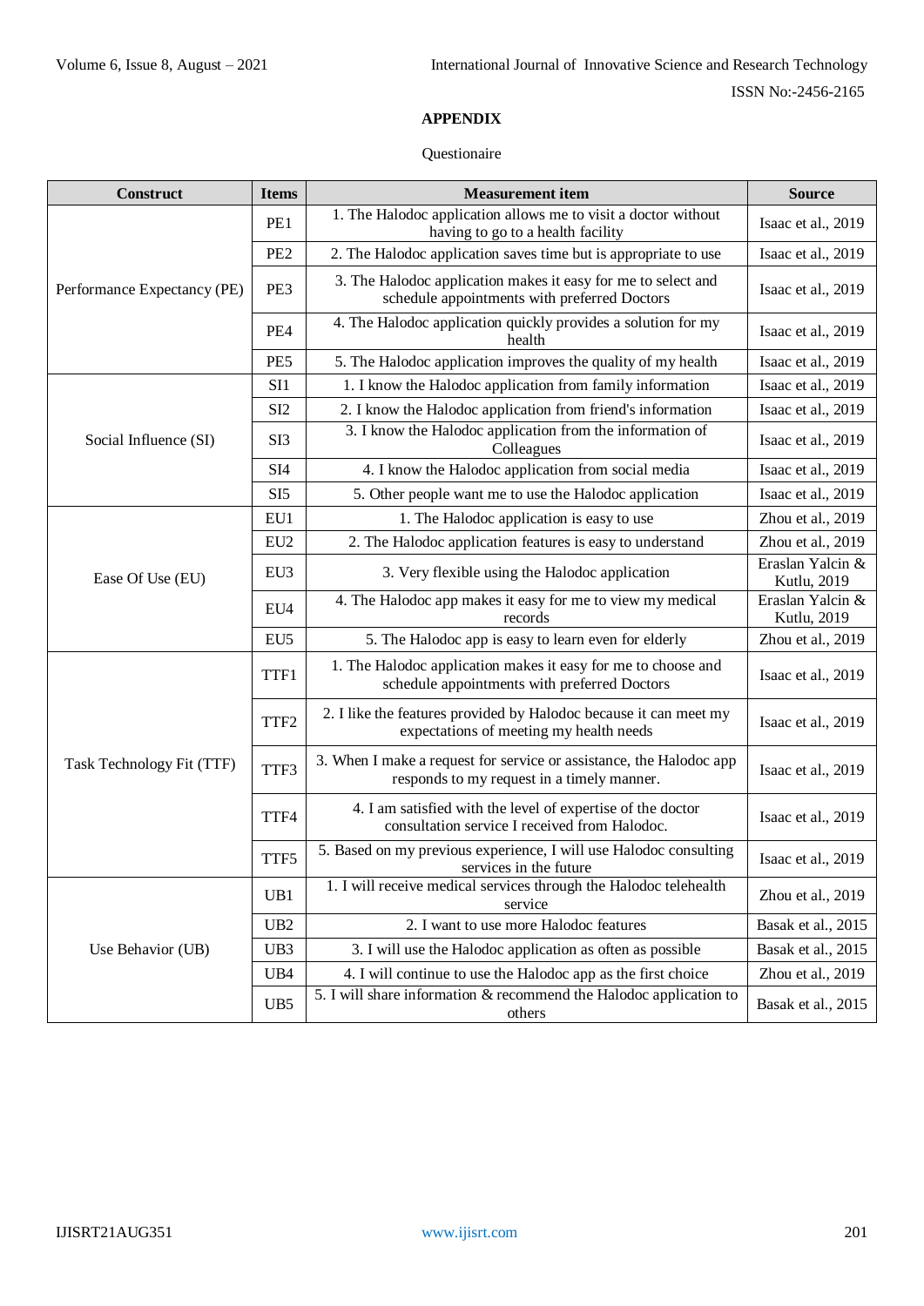## APPENDIX

Questionaire

| Construct | Items | Measurement item | Source |
|---|---|---|---|
| Performance Expectancy (PE) | PE1 | 1. The Halodoc application allows me to visit a doctor without having to go to a health facility | Isaac et al., 2019 |
| | PE2 | 2. The Halodoc application saves time but is appropriate to use | Isaac et al., 2019 |
| | PE3 | 3. The Halodoc application makes it easy for me to select and schedule appointments with preferred Doctors | Isaac et al., 2019 |
| | PE4 | 4. The Halodoc application quickly provides a solution for my health | Isaac et al., 2019 |
| | PE5 | 5. The Halodoc application improves the quality of my health | Isaac et al., 2019 |
| Social Influence (SI) | SI1 | 1. I know the Halodoc application from family information | Isaac et al., 2019 |
| | SI2 | 2. I know the Halodoc application from friend's information | Isaac et al., 2019 |
| | SI3 | 3. I know the Halodoc application from the information of Colleagues | Isaac et al., 2019 |
| | SI4 | 4. I know the Halodoc application from social media | Isaac et al., 2019 |
| | SI5 | 5. Other people want me to use the Halodoc application | Isaac et al., 2019 |
| Ease Of Use (EU) | EU1 | 1. The Halodoc application is easy to use | Zhou et al., 2019 |
| | EU2 | 2. The Halodoc application features is easy to understand | Zhou et al., 2019 |
| | EU3 | 3. Very flexible using the Halodoc application | Eraslan Yalcin & Kutlu, 2019 |
| | EU4 | 4. The Halodoc app makes it easy for me to view my medical records | Eraslan Yalcin & Kutlu, 2019 |
| | EU5 | 5. The Halodoc app is easy to learn even for elderly | Zhou et al., 2019 |
| Task Technology Fit (TTF) | TTF1 | 1. The Halodoc application makes it easy for me to choose and schedule appointments with preferred Doctors | Isaac et al., 2019 |
| | TTF2 | 2. I like the features provided by Halodoc because it can meet my expectations of meeting my health needs | Isaac et al., 2019 |
| | TTF3 | 3. When I make a request for service or assistance, the Halodoc app responds to my request in a timely manner. | Isaac et al., 2019 |
| | TTF4 | 4. I am satisfied with the level of expertise of the doctor consultation service I received from Halodoc. | Isaac et al., 2019 |
| | TTF5 | 5. Based on my previous experience, I will use Halodoc consulting services in the future | Isaac et al., 2019 |
| Use Behavior (UB) | UB1 | 1. I will receive medical services through the Halodoc telehealth service | Zhou et al., 2019 |
| | UB2 | 2. I want to use more Halodoc features | Basak et al., 2015 |
| | UB3 | 3. I will use the Halodoc application as often as possible | Basak et al., 2015 |
| | UB4 | 4. I will continue to use the Halodoc app as the first choice | Zhou et al., 2019 |
| | UB5 | 5. I will share information & recommend the Halodoc application to others | Basak et al., 2015 |